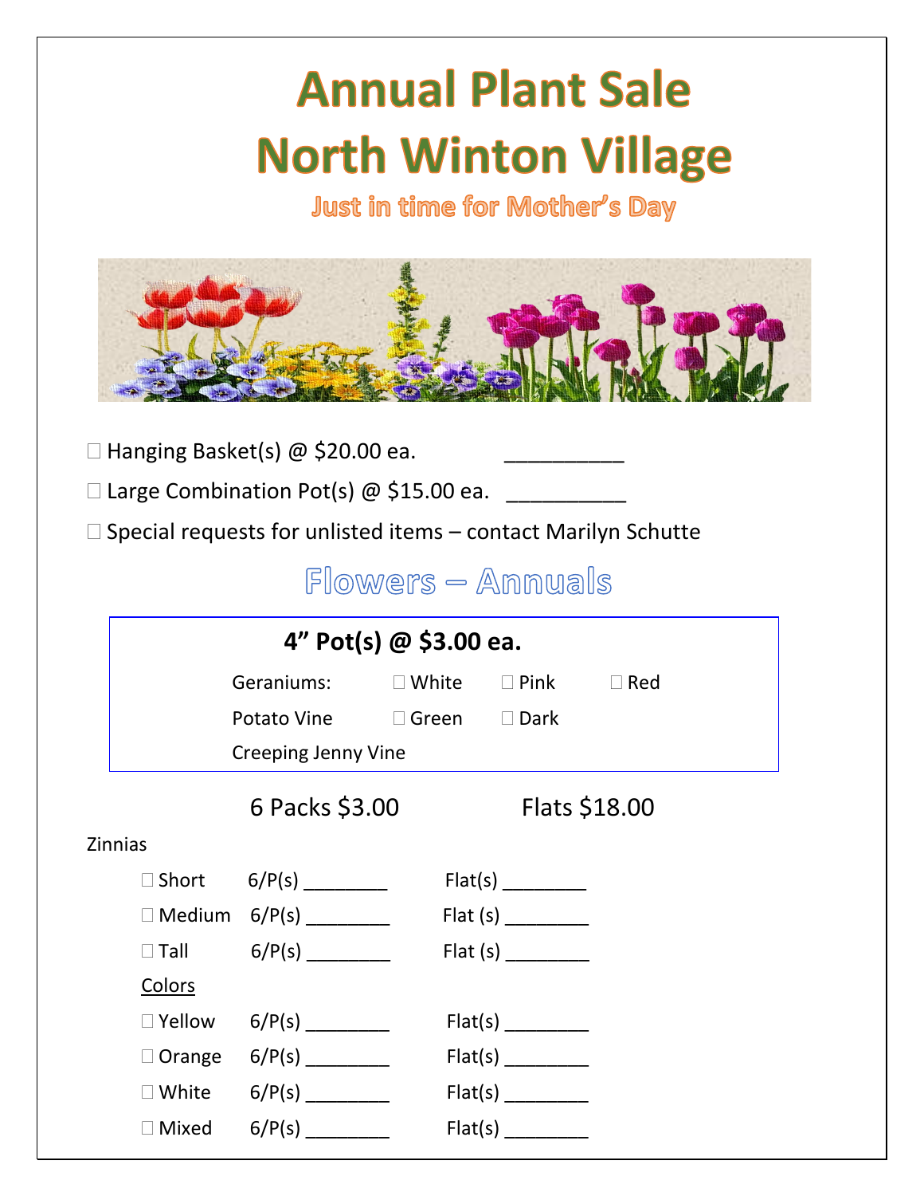# Annual Plant Sale
# North Winton Village

### Just in time for Mother's Day

☐ Hanging Basket(s) @ $20.00 ea. __________

☐ Large Combination Pot(s) @ $15.00 ea. __________

☐ Special requests for unlisted items – contact Marilyn Schutte

## Flowers – Annuals

**4" Pot(s) @ $3.00 ea.**

| | | | |
|---|---|---|---|
| Geraniums: | ☐ White | ☐ Pink | ☐ Red |
| Potato Vine | ☐ Green | ☐ Dark | |
| Creeping Jenny Vine | | | |

6 Packs $3.00 Flats $18.00

Zinnias

| | | |
|---|---|---|
| ☐ Short | 6/P(s) ________ | Flat(s) ________ |
| ☐ Medium | 6/P(s) ________ | Flat (s) ________ |
| ☐ Tall | 6/P(s) ________ | Flat (s) ________ |
| Colors | | |
| ☐ Yellow | 6/P(s) ________ | Flat(s) ________ |
| ☐ Orange | 6/P(s) ________ | Flat(s) ________ |
| ☐ White | 6/P(s) ________ | Flat(s) ________ |
| ☐ Mixed | 6/P(s) ________ | Flat(s) ________ |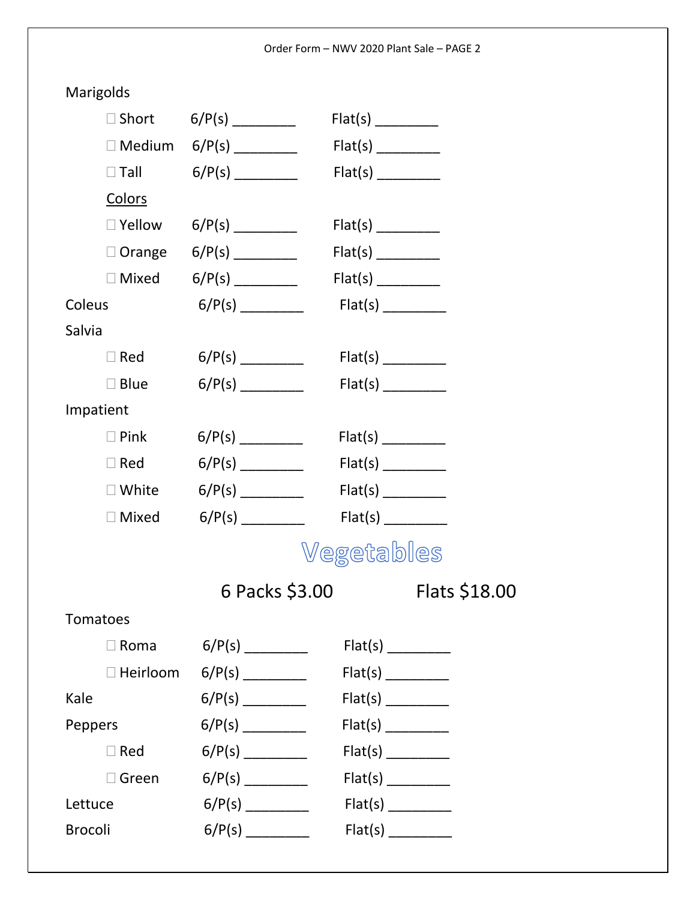Marigolds

- ☐ Short 6/P(s) ________ Flat(s) ________
- ☐ Medium 6/P(s) ________ Flat(s) ________
- ☐ Tall 6/P(s) ________ Flat(s) ________

<u>Colors</u>

- ☐ Yellow 6/P(s) ________ Flat(s) ________
- ☐ Orange 6/P(s) ________ Flat(s) ________
- ☐ Mixed 6/P(s) ________ Flat(s) ________

Coleus 6/P(s) ________ Flat(s) ________

Salvia

- ☐ Red 6/P(s) ________ Flat(s) ________
- ☐ Blue 6/P(s) ________ Flat(s) ________

Impatient

- ☐ Pink 6/P(s) ________ Flat(s) ________
- ☐ Red 6/P(s) ________ Flat(s) ________
- ☐ White 6/P(s) ________ Flat(s) ________
- ☐ Mixed 6/P(s) ________ Flat(s) ________

## Vegetables

6 Packs $3.00 Flats $18.00

Tomatoes

- ☐ Roma 6/P(s) ________ Flat(s) ________
- ☐ Heirloom 6/P(s) ________ Flat(s) ________

Kale 6/P(s) ________ Flat(s) ________

Peppers 6/P(s) ________ Flat(s) ________

- ☐ Red 6/P(s) ________ Flat(s) ________
- ☐ Green 6/P(s) ________ Flat(s) ________

Lettuce 6/P(s) ________ Flat(s) ________

Brocoli 6/P(s) ________ Flat(s) ________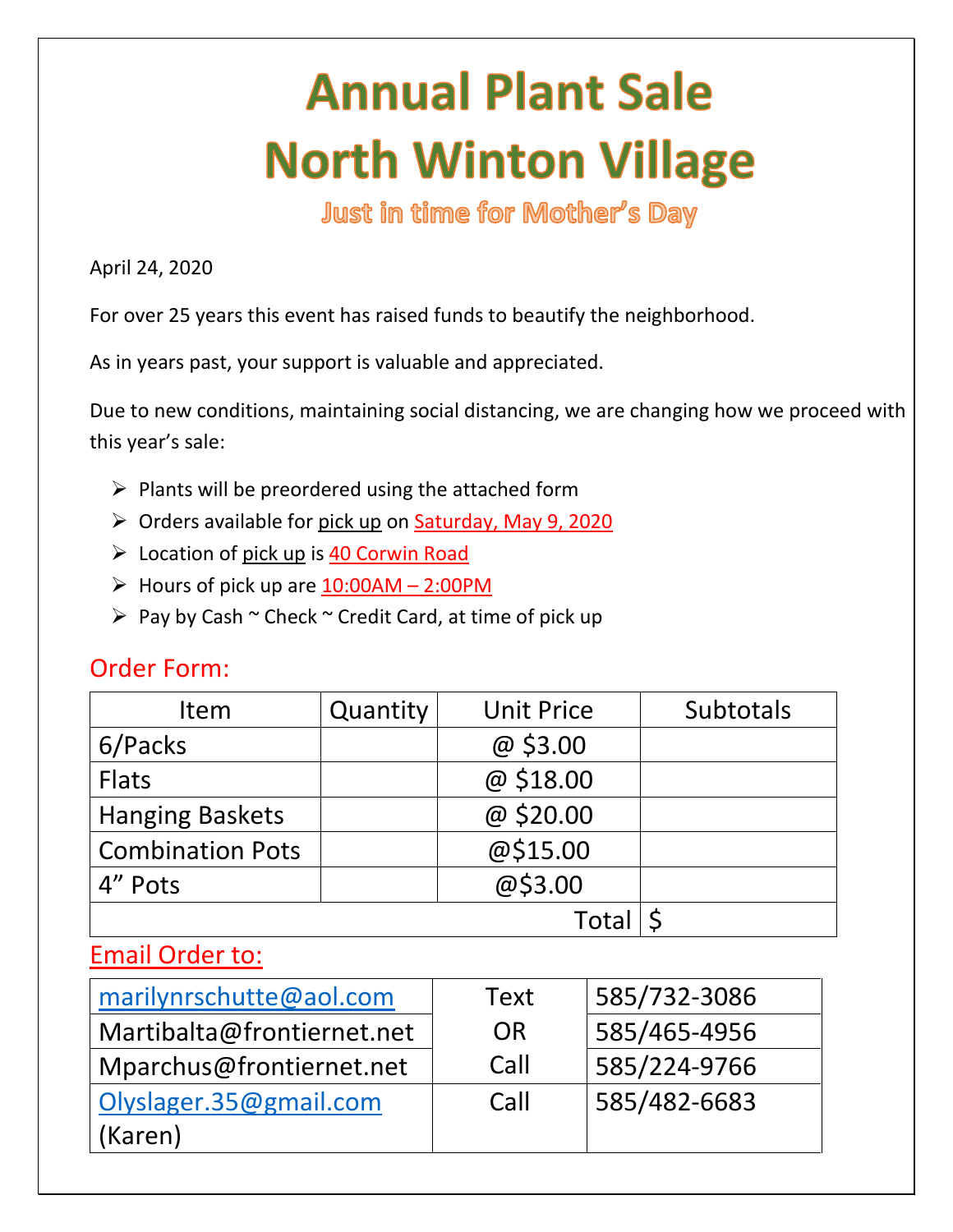# Annual Plant Sale
# North Winton Village

## Just in time for Mother's Day

April 24, 2020

For over 25 years this event has raised funds to beautify the neighborhood.

As in years past, your support is valuable and appreciated.

Due to new conditions, maintaining social distancing, we are changing how we proceed with this year's sale:

- Plants will be preordered using the attached form
- Orders available for pick up on Saturday, May 9, 2020
- Location of pick up is 40 Corwin Road
- Hours of pick up are 10:00AM – 2:00PM
- Pay by Cash ~ Check ~ Credit Card, at time of pick up

## Order Form:

| Item | Quantity | Unit Price | Subtotals |
|---|---|---|---|
| 6/Packs | | @ $3.00 | |
| Flats | | @ $18.00 | |
| Hanging Baskets | | @ $20.00 | |
| Combination Pots | | @$15.00 | |
| 4" Pots | | @$3.00 | |
| | | Total | $ |

## Email Order to:

| | | |
|---|---|---|
| marilynrschutte@aol.com | Text | 585/732-3086 |
| Martibalta@frontiernet.net | OR | 585/465-4956 |
| Mparchus@frontiernet.net | Call | 585/224-9766 |
| Olyslager.35@gmail.com (Karen) | Call | 585/482-6683 |